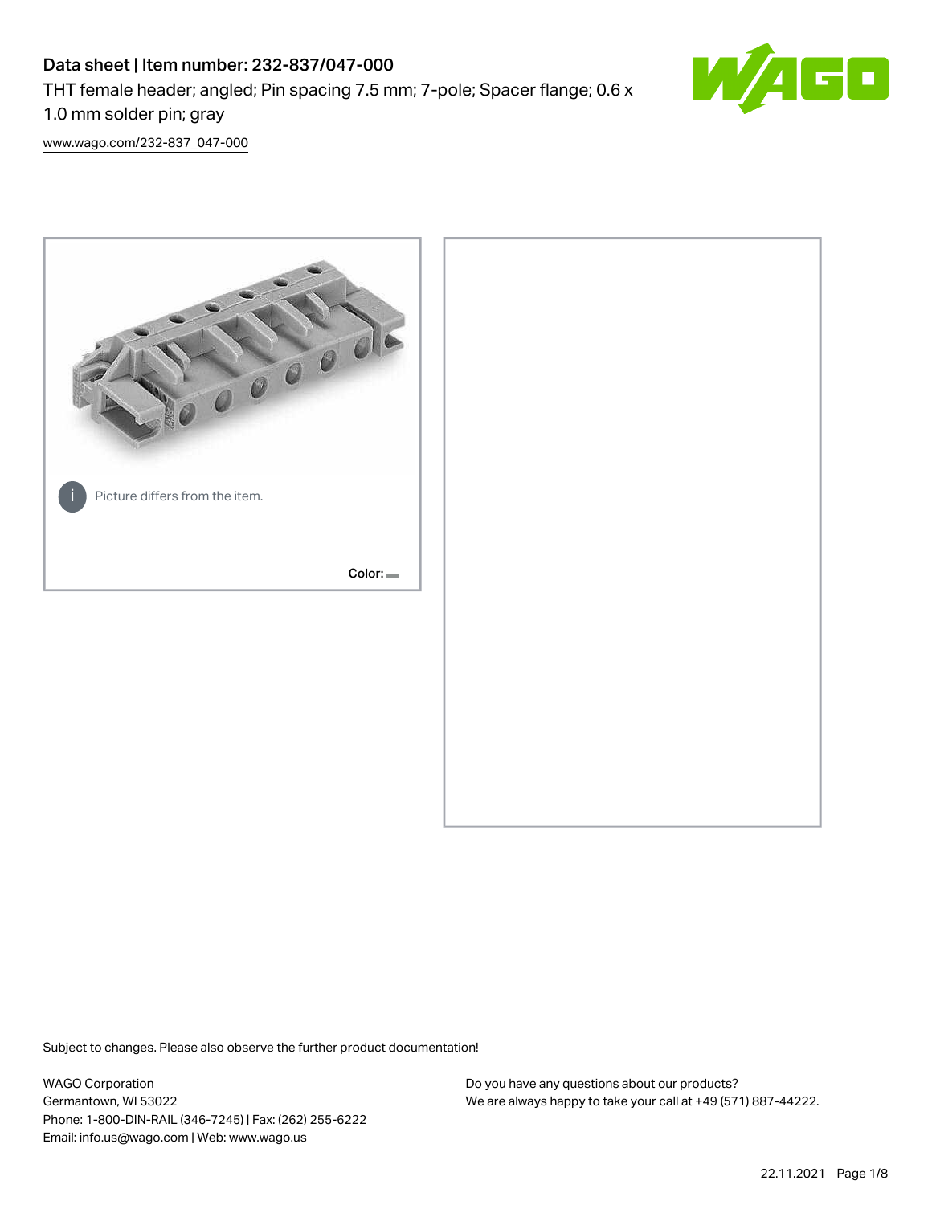# Data sheet | Item number: 232-837/047-000

THT female header; angled; Pin spacing 7.5 mm; 7-pole; Spacer flange; 0.6 x 1.0 mm solder pin; gray

www.wago.com/232-837_047-000

Picture differs from the item.

Color:

Subject to changes. Please also observe the further product documentation!

WAGO Corporation
Germantown, WI 53022
Phone: 1-800-DIN-RAIL (346-7245) | Fax: (262) 255-6222
Email: info.us@wago.com | Web: www.wago.us

Do you have any questions about our products?
We are always happy to take your call at +49 (571) 887-44222.

22.11.2021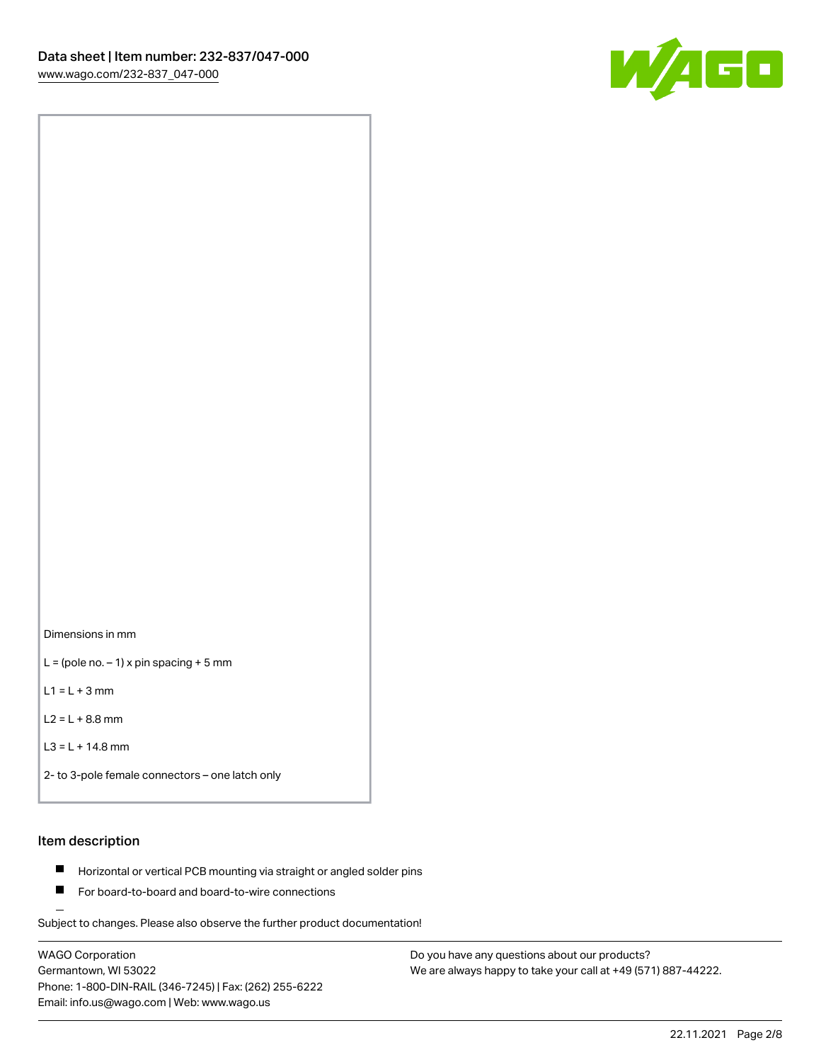Dimensions in mm

L = (pole no. – 1) x pin spacing + 5 mm

L1 = L + 3 mm

L2 = L + 8.8 mm

L3 = L + 14.8 mm

2- to 3-pole female connectors – one latch only

## Item description

- Horizontal or vertical PCB mounting via straight or angled solder pins
- For board-to-board and board-to-wire connections

Subject to changes. Please also observe the further product documentation!

WAGO Corporation
Germantown, WI 53022
Phone: 1-800-DIN-RAIL (346-7245) | Fax: (262) 255-6222
Email: info.us@wago.com | Web: www.wago.us

Do you have any questions about our products?
We are always happy to take your call at +49 (571) 887-44222.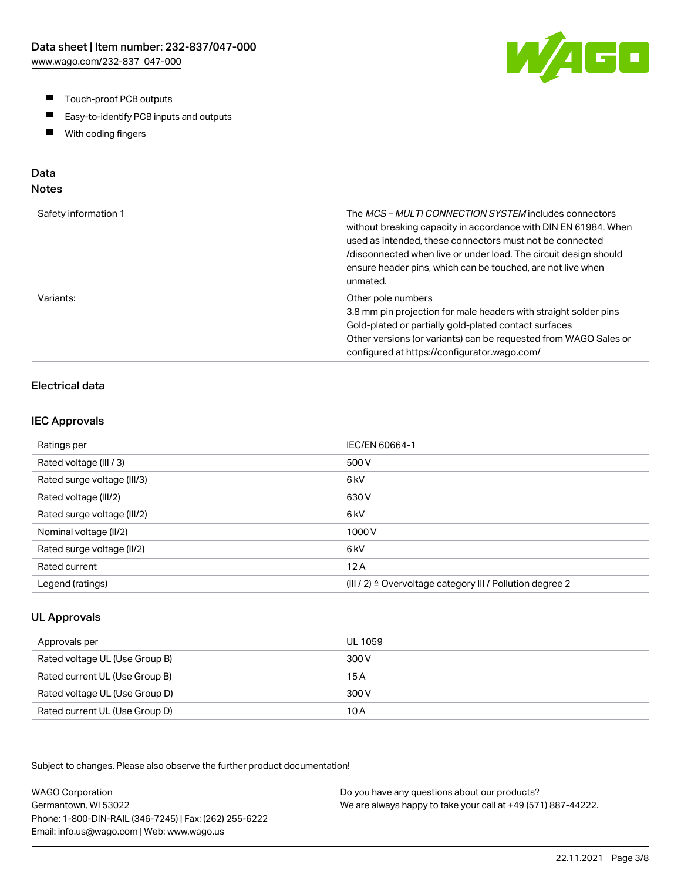- Touch-proof PCB outputs
- Easy-to-identify PCB inputs and outputs
- With coding fingers

## Data
### Notes

| | |
|---|---|
| Safety information 1 | The *MCS – MULTI CONNECTION SYSTEM* includes connectors without breaking capacity in accordance with DIN EN 61984. When used as intended, these connectors must not be connected /disconnected when live or under load. The circuit design should ensure header pins, which can be touched, are not live when unmated. |
| Variants: | Other pole numbers<br>3.8 mm pin projection for male headers with straight solder pins<br>Gold-plated or partially gold-plated contact surfaces<br>Other versions (or variants) can be requested from WAGO Sales or configured at https://configurator.wago.com/ |

### Electrical data

### IEC Approvals

| | |
|---|---|
| Ratings per | IEC/EN 60664-1 |
| Rated voltage (III / 3) | 500 V |
| Rated surge voltage (III/3) | 6 kV |
| Rated voltage (III/2) | 630 V |
| Rated surge voltage (III/2) | 6 kV |
| Nominal voltage (II/2) | 1000 V |
| Rated surge voltage (II/2) | 6 kV |
| Rated current | 12 A |
| Legend (ratings) | (III / 2) ≙ Overvoltage category III / Pollution degree 2 |

### UL Approvals

| | |
|---|---|
| Approvals per | UL 1059 |
| Rated voltage UL (Use Group B) | 300 V |
| Rated current UL (Use Group B) | 15 A |
| Rated voltage UL (Use Group D) | 300 V |
| Rated current UL (Use Group D) | 10 A |

Subject to changes. Please also observe the further product documentation!

WAGO Corporation
Germantown, WI 53022
Phone: 1-800-DIN-RAIL (346-7245) | Fax: (262) 255-6222
Email: info.us@wago.com | Web: www.wago.us

Do you have any questions about our products?
We are always happy to take your call at +49 (571) 887-44222.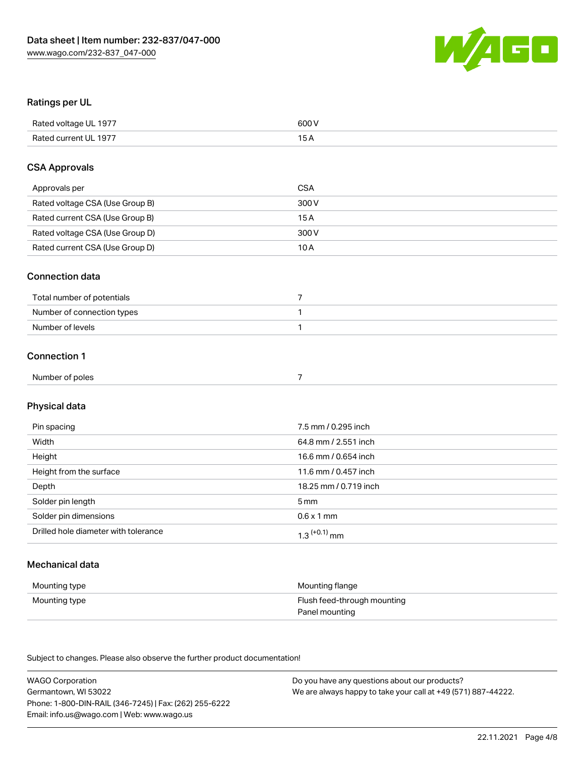## Ratings per UL

| | |
|---|---|
| Rated voltage UL 1977 | 600 V |
| Rated current UL 1977 | 15 A |

## CSA Approvals

| | |
|---|---|
| Approvals per | CSA |
| Rated voltage CSA (Use Group B) | 300 V |
| Rated current CSA (Use Group B) | 15 A |
| Rated voltage CSA (Use Group D) | 300 V |
| Rated current CSA (Use Group D) | 10 A |

## Connection data

| | |
|---|---|
| Total number of potentials | 7 |
| Number of connection types | 1 |
| Number of levels | 1 |

## Connection 1

| | |
|---|---|
| Number of poles | 7 |

## Physical data

| | |
|---|---|
| Pin spacing | 7.5 mm / 0.295 inch |
| Width | 64.8 mm / 2.551 inch |
| Height | 16.6 mm / 0.654 inch |
| Height from the surface | 11.6 mm / 0.457 inch |
| Depth | 18.25 mm / 0.719 inch |
| Solder pin length | 5 mm |
| Solder pin dimensions | 0.6 x 1 mm |
| Drilled hole diameter with tolerance | $1.3^{(+0.1)}$ mm |

## Mechanical data

| | |
|---|---|
| Mounting type | Mounting flange |
| Mounting type | Flush feed-through mounting<br>Panel mounting |

Subject to changes. Please also observe the further product documentation!

WAGO Corporation
Germantown, WI 53022
Phone: 1-800-DIN-RAIL (346-7245) | Fax: (262) 255-6222
Email: info.us@wago.com | Web: www.wago.us

Do you have any questions about our products?
We are always happy to take your call at +49 (571) 887-44222.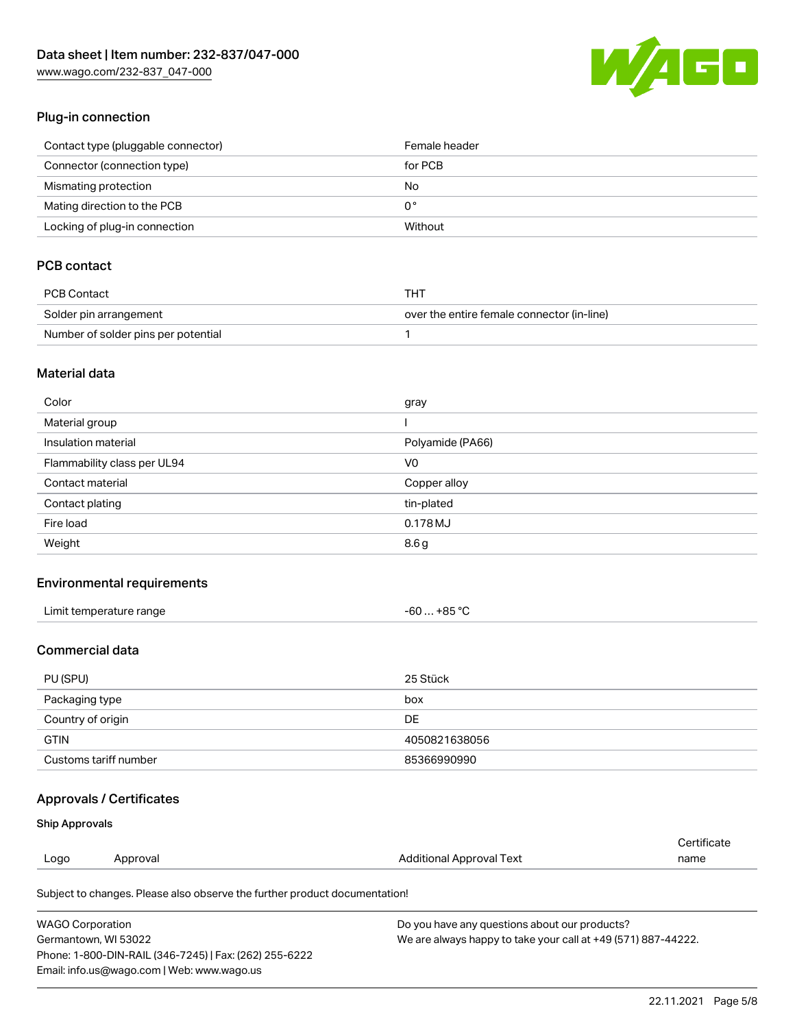## Plug-in connection

| | |
|---|---|
| Contact type (pluggable connector) | Female header |
| Connector (connection type) | for PCB |
| Mismating protection | No |
| Mating direction to the PCB | 0 ° |
| Locking of plug-in connection | Without |

## PCB contact

| | |
|---|---|
| PCB Contact | THT |
| Solder pin arrangement | over the entire female connector (in-line) |
| Number of solder pins per potential | 1 |

## Material data

| | |
|---|---|
| Color | gray |
| Material group | I |
| Insulation material | Polyamide (PA66) |
| Flammability class per UL94 | V0 |
| Contact material | Copper alloy |
| Contact plating | tin-plated |
| Fire load | 0.178 MJ |
| Weight | 8.6 g |

## Environmental requirements

| | |
|---|---|
| Limit temperature range | -60 … +85 °C |

## Commercial data

| | |
|---|---|
| PU (SPU) | 25 Stück |
| Packaging type | box |
| Country of origin | DE |
| GTIN | 4050821638056 |
| Customs tariff number | 85366990990 |

## Approvals / Certificates

### Ship Approvals

| Logo | Approval | Additional Approval Text | Certificate name |
|---|---|---|---|

Subject to changes. Please also observe the further product documentation!

WAGO Corporation
Germantown, WI 53022
Phone: 1-800-DIN-RAIL (346-7245) | Fax: (262) 255-6222
Email: info.us@wago.com | Web: www.wago.us

Do you have any questions about our products?
We are always happy to take your call at +49 (571) 887-44222.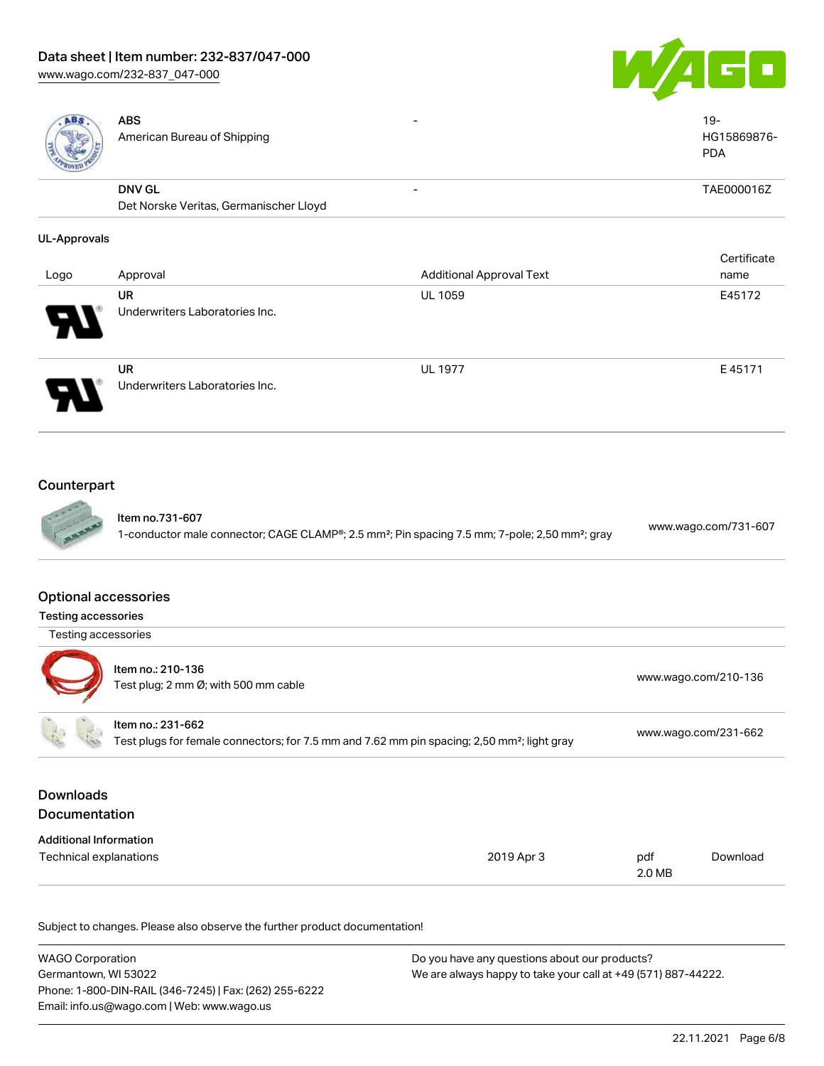| | | | |
|---|---|---|---|
| | **ABS**<br>American Bureau of Shipping | - | 19-HG15869876-PDA |
| | **DNV GL**<br>Det Norske Veritas, Germanischer Lloyd | - | TAE000016Z |

### UL-Approvals

| Logo | Approval | Additional Approval Text | Certificate name |
|---|---|---|---|
| | **UR**<br>Underwriters Laboratories Inc. | UL 1059 | E45172 |
| | **UR**<br>Underwriters Laboratories Inc. | UL 1977 | E 45171 |

## Counterpart

| | | |
|---|---|---|
| | Item no.731-607<br>1-conductor male connector; CAGE CLAMP®; 2.5 mm²; Pin spacing 7.5 mm; 7-pole; 2,50 mm²; gray | www.wago.com/731-607 |

## Optional accessories

### Testing accessories

Testing accessories

| | | |
|---|---|---|
| | Item no.: 210-136<br>Test plug; 2 mm Ø; with 500 mm cable | www.wago.com/210-136 |
| | Item no.: 231-662<br>Test plugs for female connectors; for 7.5 mm and 7.62 mm pin spacing; 2,50 mm²; light gray | www.wago.com/231-662 |

## Downloads

## Documentation

### Additional Information

| | | | |
|---|---|---|---|
| Technical explanations | 2019 Apr 3 | pdf<br>2.0 MB | Download |

Subject to changes. Please also observe the further product documentation!

WAGO Corporation
Germantown, WI 53022
Phone: 1-800-DIN-RAIL (346-7245) | Fax: (262) 255-6222
Email: info.us@wago.com | Web: www.wago.us

Do you have any questions about our products?
We are always happy to take your call at +49 (571) 887-44222.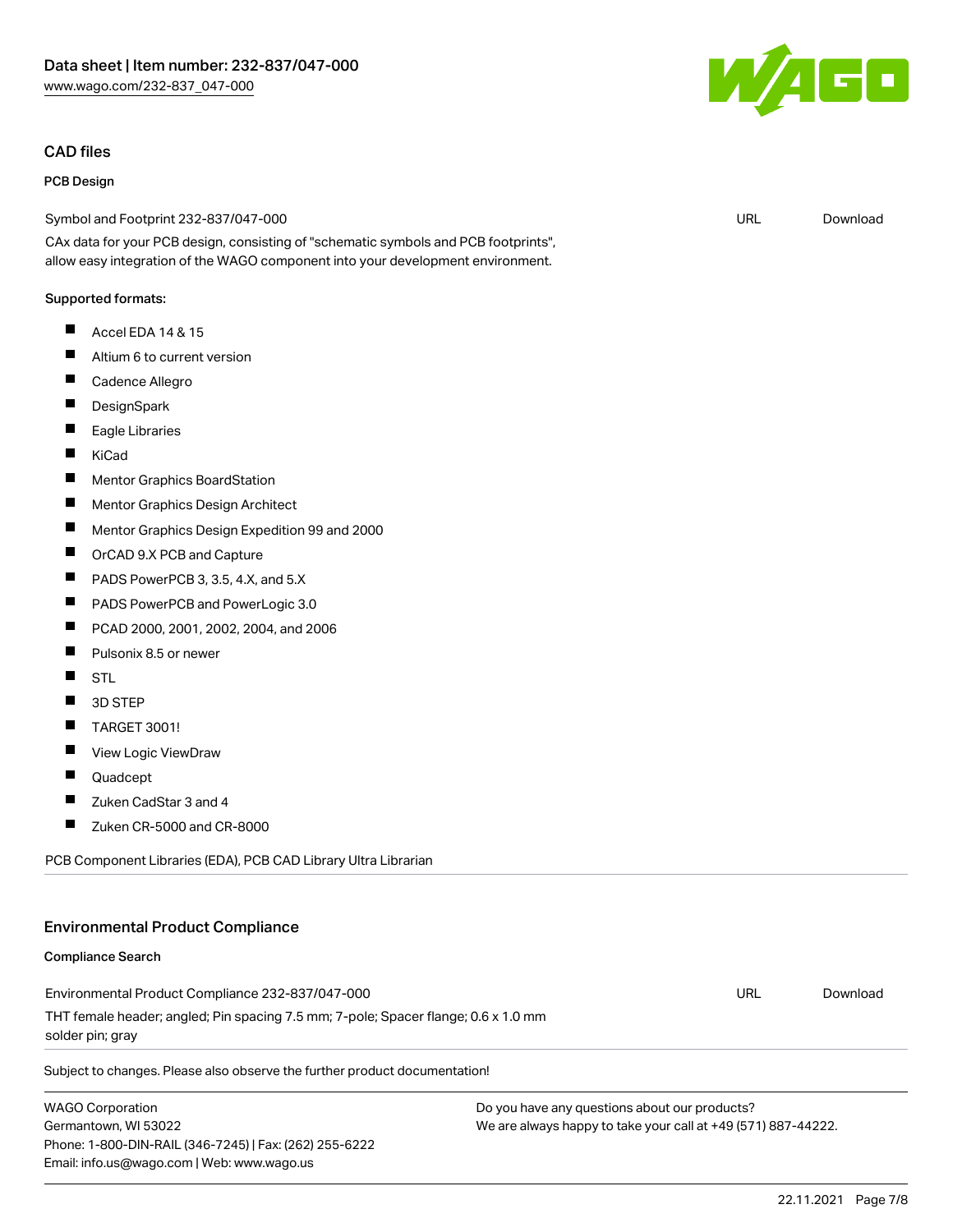## CAD files

### PCB Design

| Symbol and Footprint 232-837/047-000 | URL | Download |
|---|---|---|

CAx data for your PCB design, consisting of "schematic symbols and PCB footprints", allow easy integration of the WAGO component into your development environment.

Supported formats:

- Accel EDA 14 & 15
- Altium 6 to current version
- Cadence Allegro
- DesignSpark
- Eagle Libraries
- KiCad
- Mentor Graphics BoardStation
- Mentor Graphics Design Architect
- Mentor Graphics Design Expedition 99 and 2000
- OrCAD 9.X PCB and Capture
- PADS PowerPCB 3, 3.5, 4.X, and 5.X
- PADS PowerPCB and PowerLogic 3.0
- PCAD 2000, 2001, 2002, 2004, and 2006
- Pulsonix 8.5 or newer
- STL
- 3D STEP
- TARGET 3001!
- View Logic ViewDraw
- Quadcept
- Zuken CadStar 3 and 4
- Zuken CR-5000 and CR-8000

PCB Component Libraries (EDA), PCB CAD Library Ultra Librarian

## Environmental Product Compliance

### Compliance Search

| Environmental Product Compliance 232-837/047-000 | URL | Download |
|---|---|---|

THT female header; angled; Pin spacing 7.5 mm; 7-pole; Spacer flange; 0.6 x 1.0 mm solder pin; gray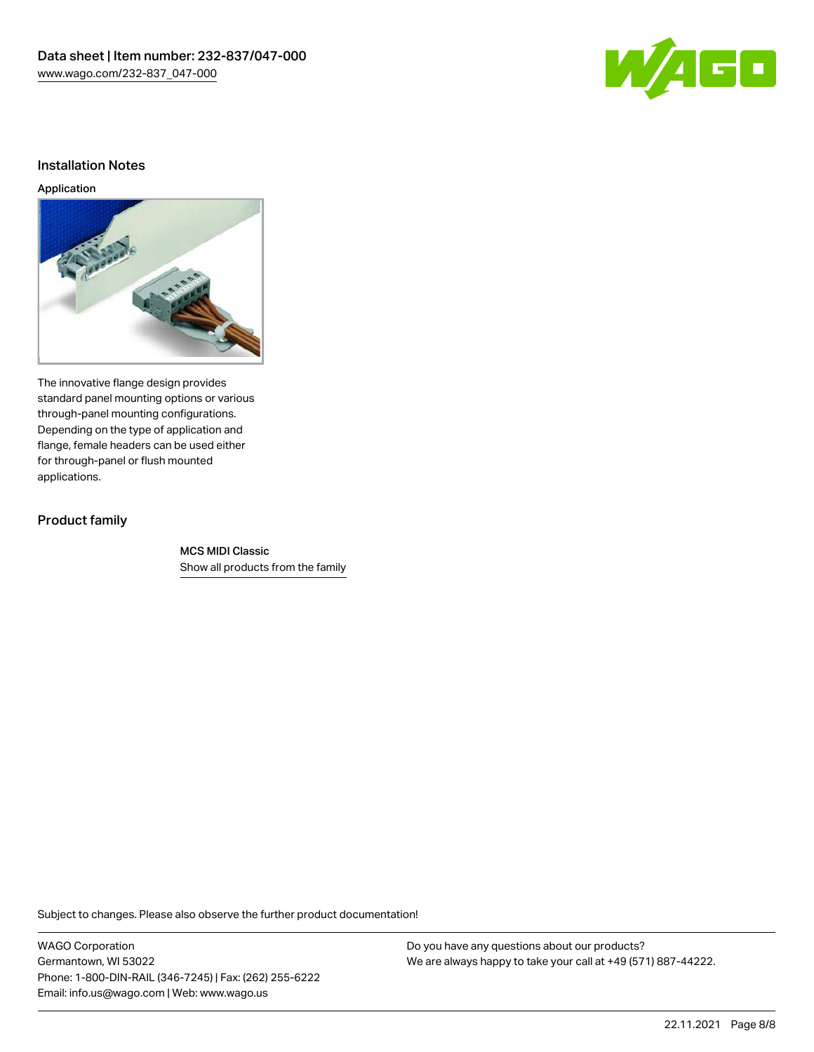## Installation Notes

### Application

The innovative flange design provides standard panel mounting options or various through-panel mounting configurations. Depending on the type of application and flange, female headers can be used either for through-panel or flush mounted applications.

## Product family

MCS MIDI Classic
Show all products from the family

Subject to changes. Please also observe the further product documentation!

WAGO Corporation
Germantown, WI 53022
Phone: 1-800-DIN-RAIL (346-7245) | Fax: (262) 255-6222
Email: info.us@wago.com | Web: www.wago.us

Do you have any questions about our products?
We are always happy to take your call at +49 (571) 887-44222.